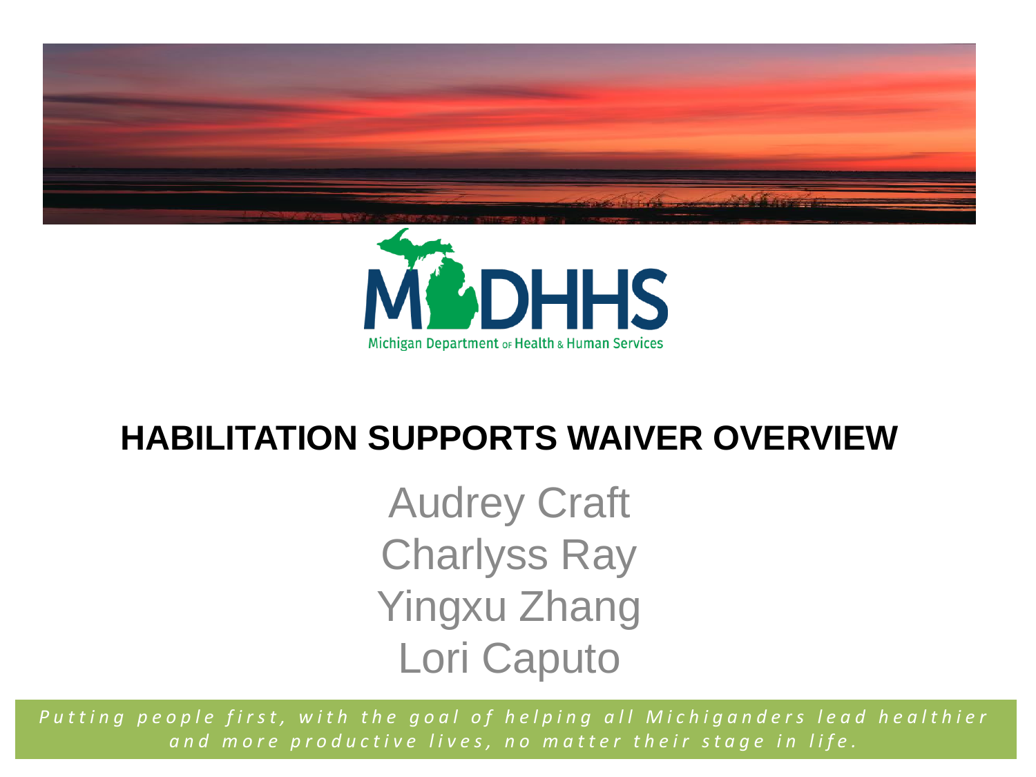MDHHS

Michigan Department of Health & Human Services

# HABILITATION SUPPORTS WAIVER OVERVIEW

Audrey Craft
Charlyss Ray
Yingxu Zhang
Lori Caputo

*Putting people first, with the goal of helping all Michiganders lead healthier and more productive lives, no matter their stage in life.*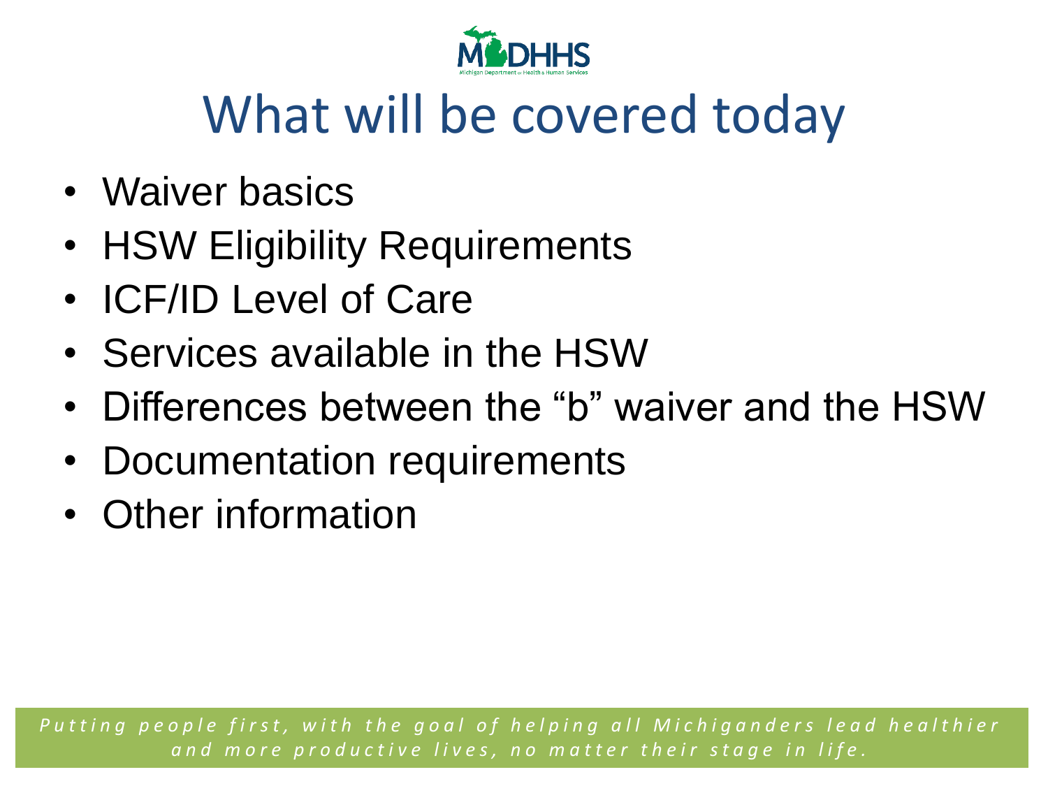# What will be covered today

- Waiver basics
- HSW Eligibility Requirements
- ICF/ID Level of Care
- Services available in the HSW
- Differences between the "b" waiver and the HSW
- Documentation requirements
- Other information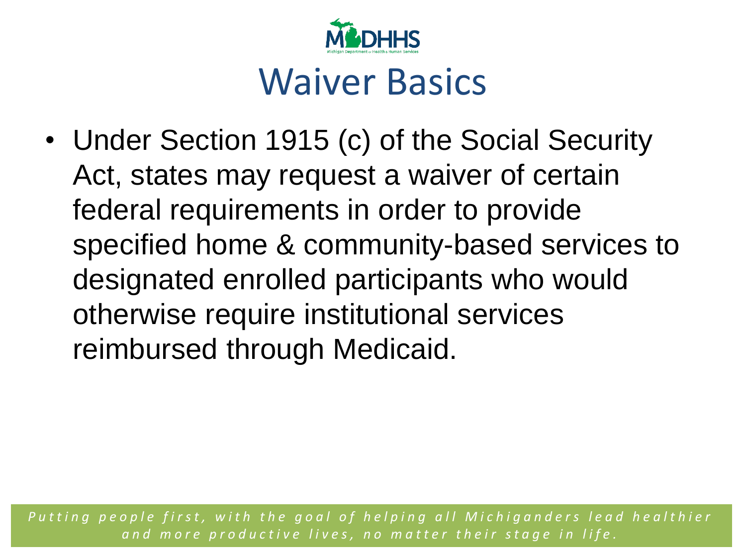# Waiver Basics

- Under Section 1915 (c) of the Social Security Act, states may request a waiver of certain federal requirements in order to provide specified home & community-based services to designated enrolled participants who would otherwise require institutional services reimbursed through Medicaid.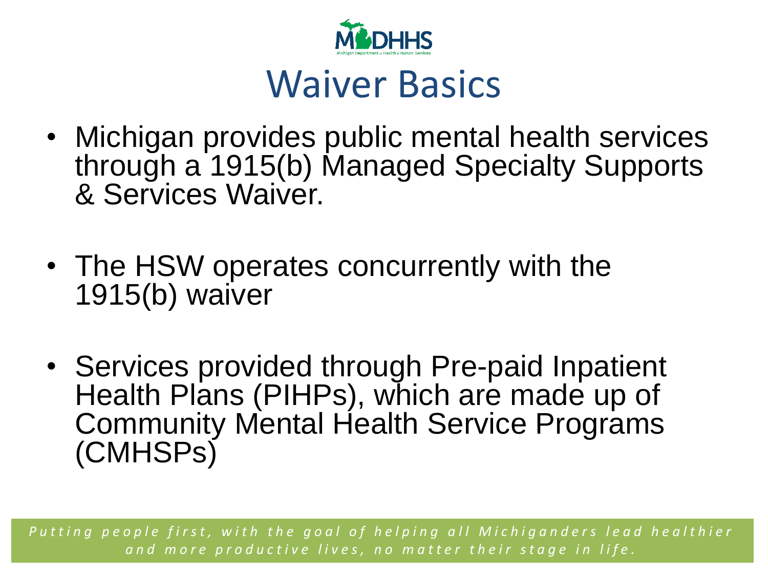# Waiver Basics

- Michigan provides public mental health services through a 1915(b) Managed Specialty Supports & Services Waiver.

- The HSW operates concurrently with the 1915(b) waiver

- Services provided through Pre-paid Inpatient Health Plans (PIHPs), which are made up of Community Mental Health Service Programs (CMHSPs)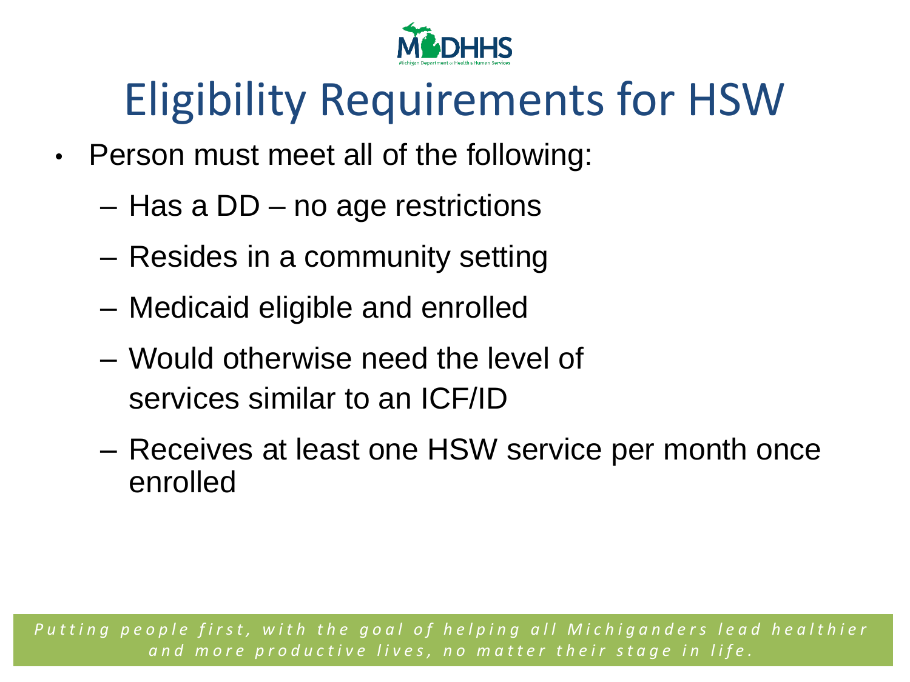# Eligibility Requirements for HSW

- Person must meet all of the following:
  - Has a DD – no age restrictions
  - Resides in a community setting
  - Medicaid eligible and enrolled
  - Would otherwise need the level of services similar to an ICF/ID
  - Receives at least one HSW service per month once enrolled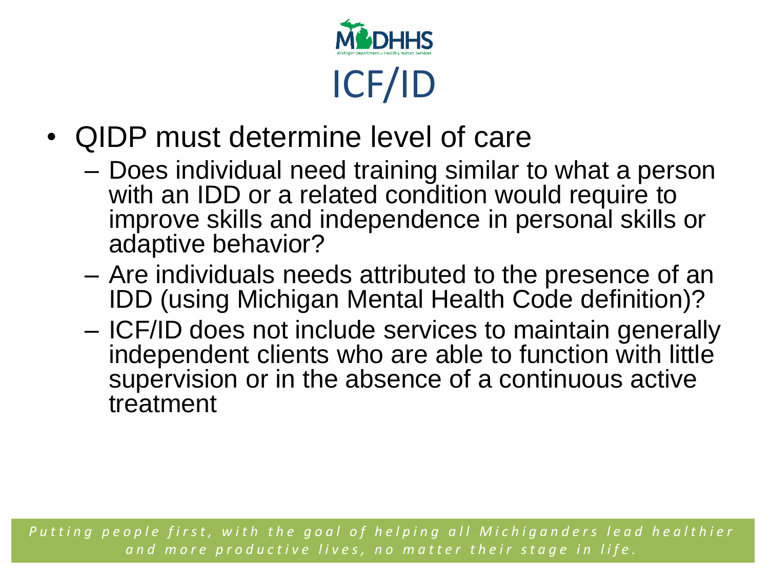# ICF/ID

- QIDP must determine level of care
  - Does individual need training similar to what a person with an IDD or a related condition would require to improve skills and independence in personal skills or adaptive behavior?
  - Are individuals needs attributed to the presence of an IDD (using Michigan Mental Health Code definition)?
  - ICF/ID does not include services to maintain generally independent clients who are able to function with little supervision or in the absence of a continuous active treatment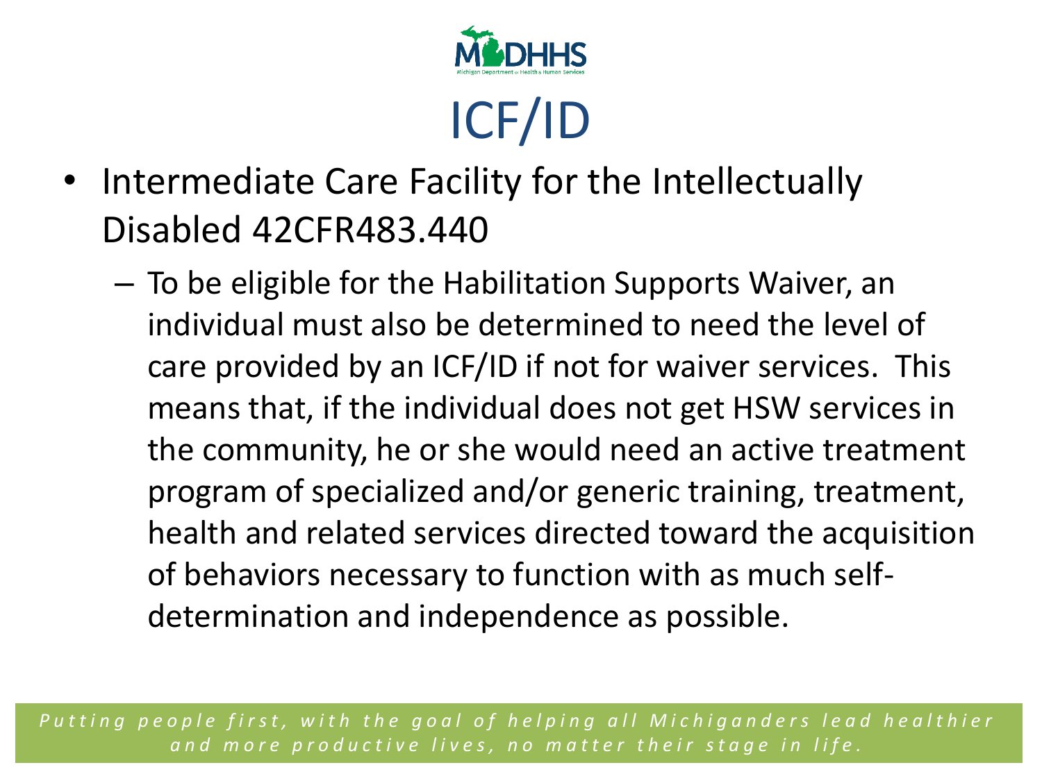# ICF/ID

- Intermediate Care Facility for the Intellectually Disabled 42CFR483.440
  - To be eligible for the Habilitation Supports Waiver, an individual must also be determined to need the level of care provided by an ICF/ID if not for waiver services. This means that, if the individual does not get HSW services in the community, he or she would need an active treatment program of specialized and/or generic training, treatment, health and related services directed toward the acquisition of behaviors necessary to function with as much self-determination and independence as possible.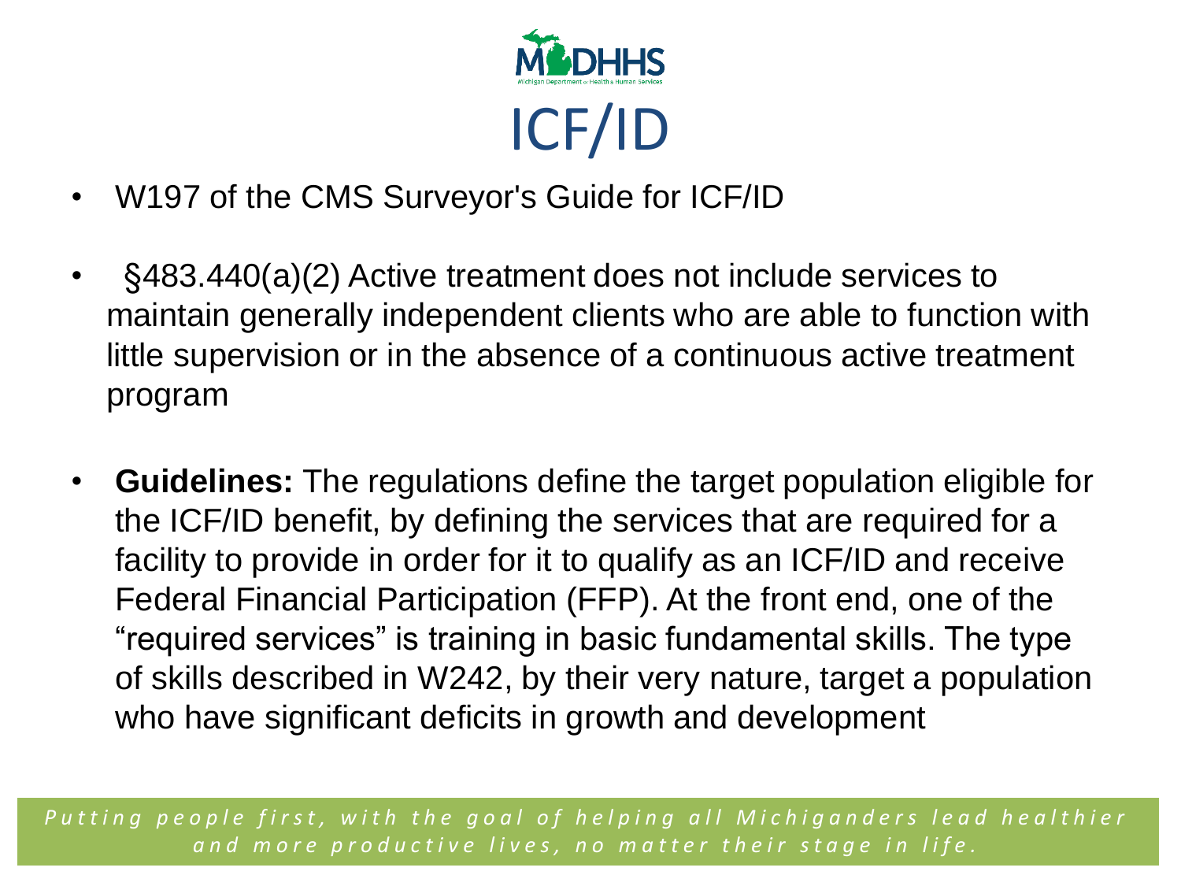# ICF/ID

- W197 of the CMS Surveyor's Guide for ICF/ID
- §483.440(a)(2) Active treatment does not include services to maintain generally independent clients who are able to function with little supervision or in the absence of a continuous active treatment program
- **Guidelines:** The regulations define the target population eligible for the ICF/ID benefit, by defining the services that are required for a facility to provide in order for it to qualify as an ICF/ID and receive Federal Financial Participation (FFP). At the front end, one of the "required services" is training in basic fundamental skills. The type of skills described in W242, by their very nature, target a population who have significant deficits in growth and development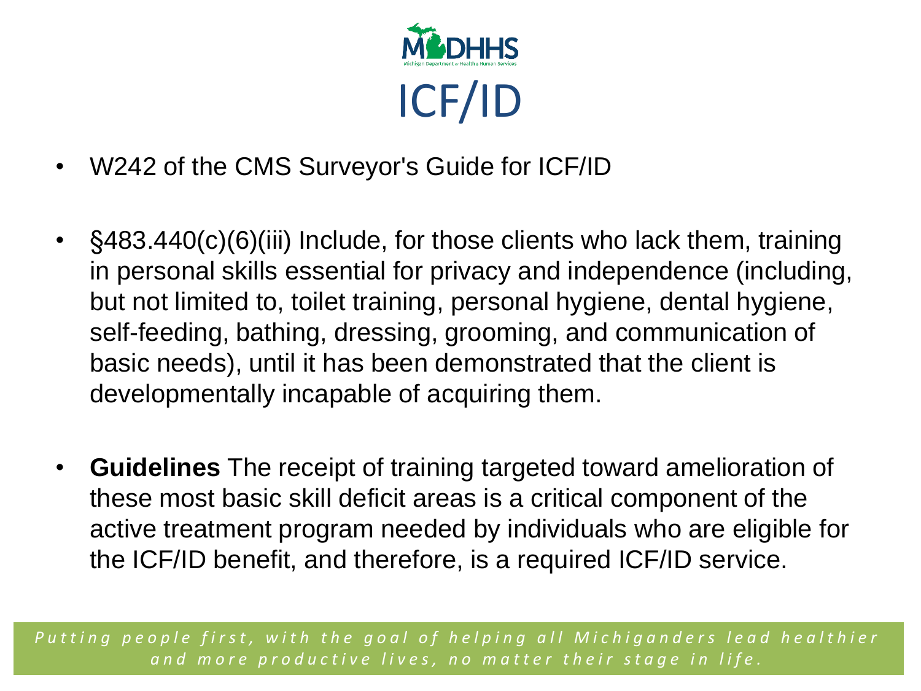# ICF/ID

- W242 of the CMS Surveyor's Guide for ICF/ID
- §483.440(c)(6)(iii) Include, for those clients who lack them, training in personal skills essential for privacy and independence (including, but not limited to, toilet training, personal hygiene, dental hygiene, self-feeding, bathing, dressing, grooming, and communication of basic needs), until it has been demonstrated that the client is developmentally incapable of acquiring them.
- **Guidelines** The receipt of training targeted toward amelioration of these most basic skill deficit areas is a critical component of the active treatment program needed by individuals who are eligible for the ICF/ID benefit, and therefore, is a required ICF/ID service.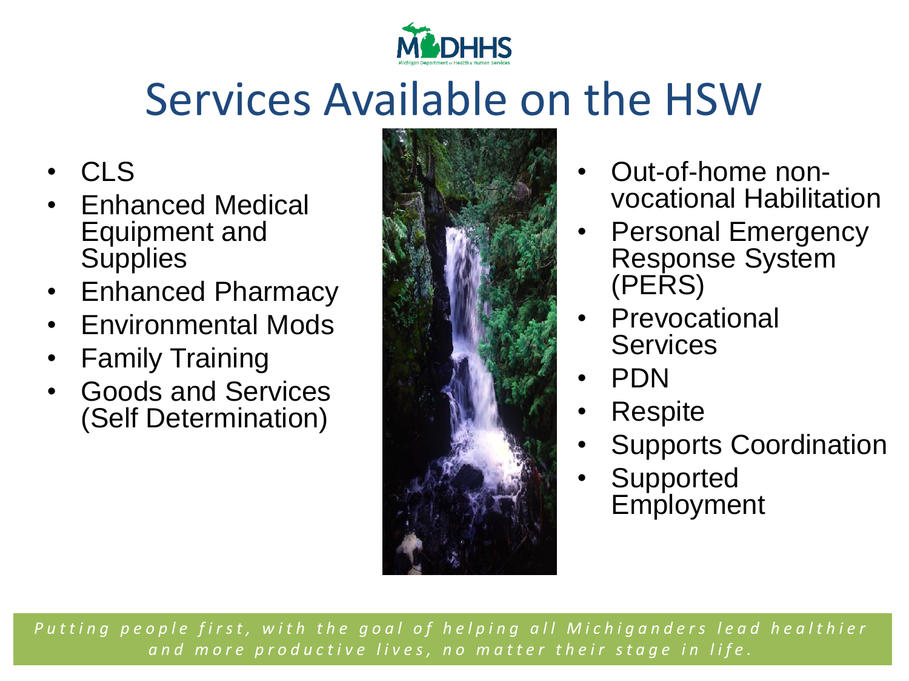# Services Available on the HSW

- CLS
- Enhanced Medical Equipment and Supplies
- Enhanced Pharmacy
- Environmental Mods
- Family Training
- Goods and Services (Self Determination)
- Out-of-home non-vocational Habilitation
- Personal Emergency Response System (PERS)
- Prevocational Services
- PDN
- Respite
- Supports Coordination
- Supported Employment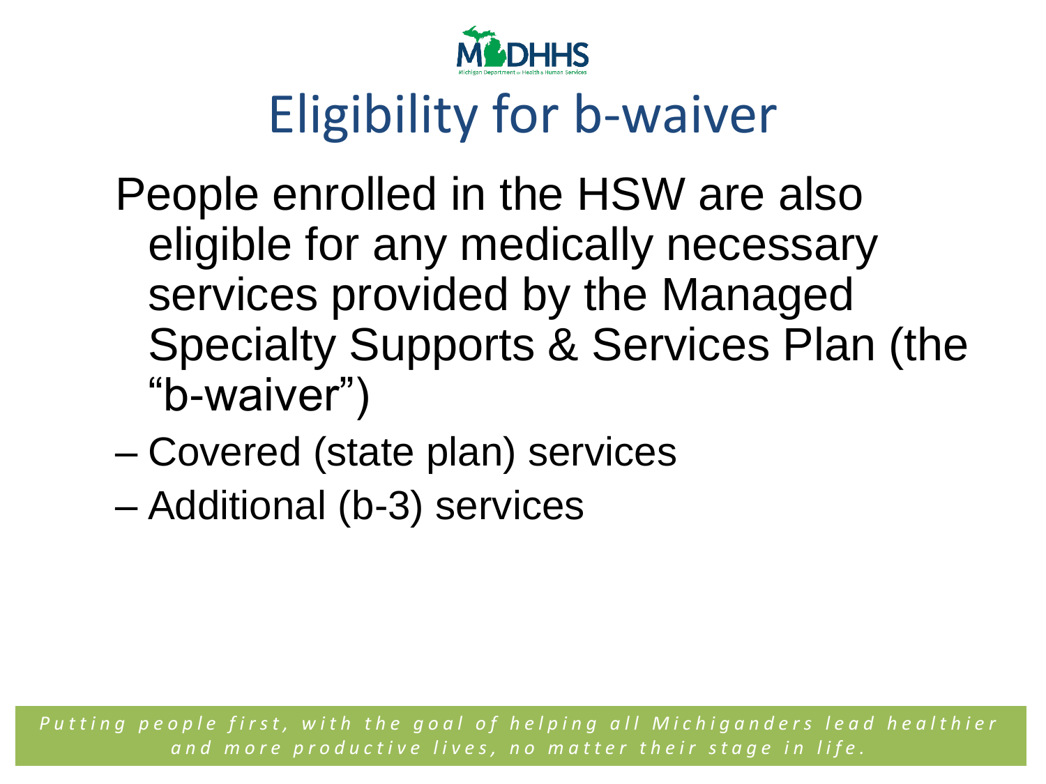# Eligibility for b-waiver

People enrolled in the HSW are also eligible for any medically necessary services provided by the Managed Specialty Supports & Services Plan (the "b-waiver")

- Covered (state plan) services
- Additional (b-3) services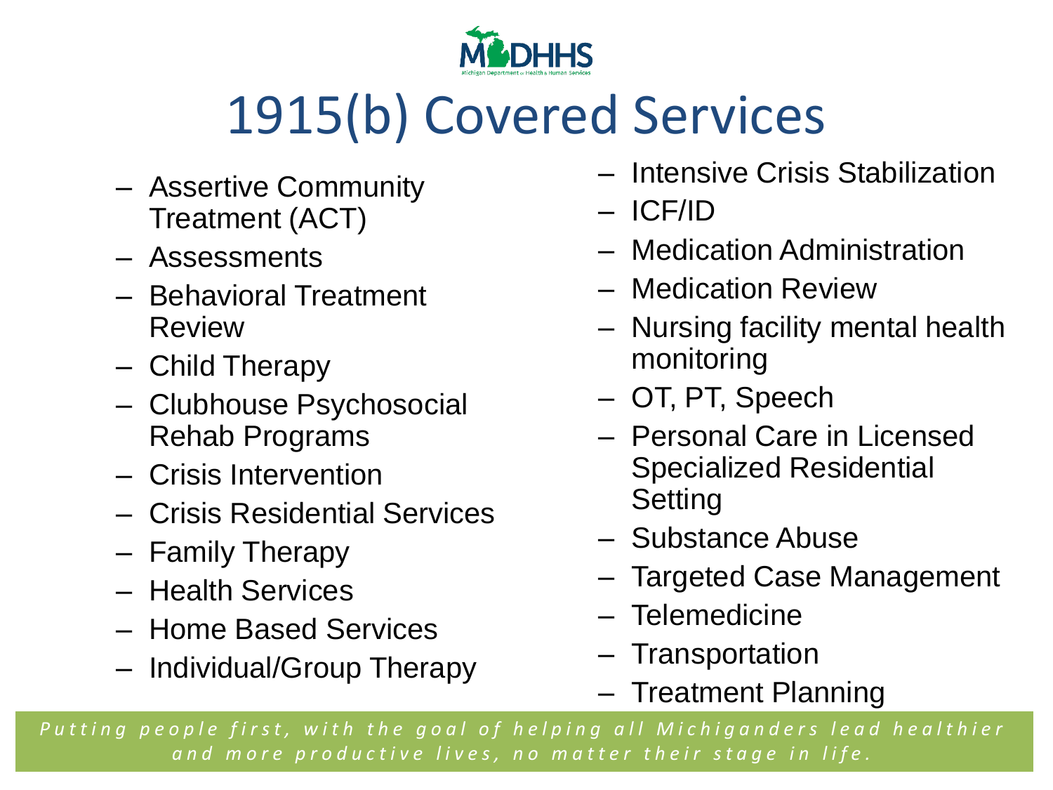# 1915(b) Covered Services

- Assertive Community Treatment (ACT)
- Assessments
- Behavioral Treatment Review
- Child Therapy
- Clubhouse Psychosocial Rehab Programs
- Crisis Intervention
- Crisis Residential Services
- Family Therapy
- Health Services
- Home Based Services
- Individual/Group Therapy
- Intensive Crisis Stabilization
- ICF/ID
- Medication Administration
- Medication Review
- Nursing facility mental health monitoring
- OT, PT, Speech
- Personal Care in Licensed Specialized Residential Setting
- Substance Abuse
- Targeted Case Management
- Telemedicine
- Transportation
- Treatment Planning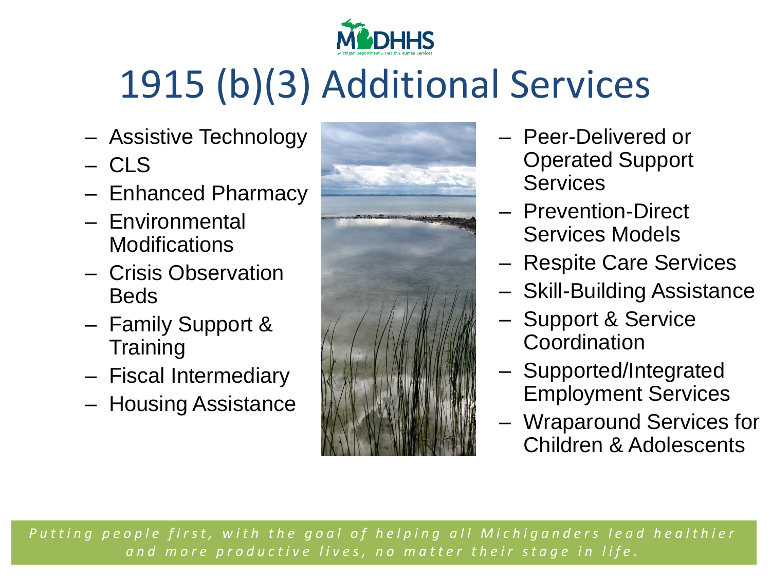# 1915 (b)(3) Additional Services

- Assistive Technology
- CLS
- Enhanced Pharmacy
- Environmental Modifications
- Crisis Observation Beds
- Family Support & Training
- Fiscal Intermediary
- Housing Assistance
- Peer-Delivered or Operated Support Services
- Prevention-Direct Services Models
- Respite Care Services
- Skill-Building Assistance
- Support & Service Coordination
- Supported/Integrated Employment Services
- Wraparound Services for Children & Adolescents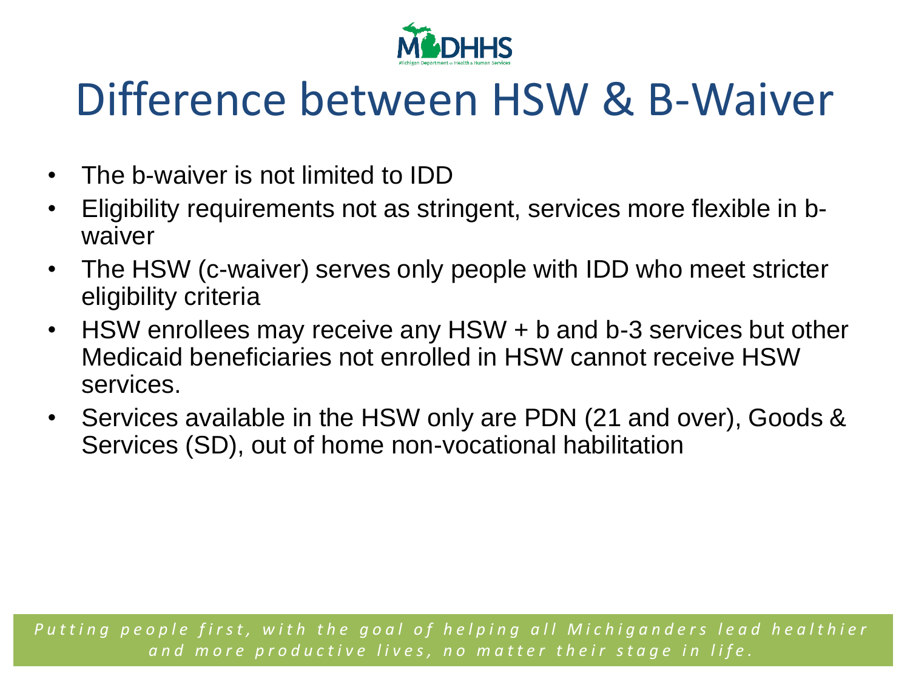# Difference between HSW & B-Waiver

- The b-waiver is not limited to IDD
- Eligibility requirements not as stringent, services more flexible in b-waiver
- The HSW (c-waiver) serves only people with IDD who meet stricter eligibility criteria
- HSW enrollees may receive any HSW + b and b-3 services but other Medicaid beneficiaries not enrolled in HSW cannot receive HSW services.
- Services available in the HSW only are PDN (21 and over), Goods & Services (SD), out of home non-vocational habilitation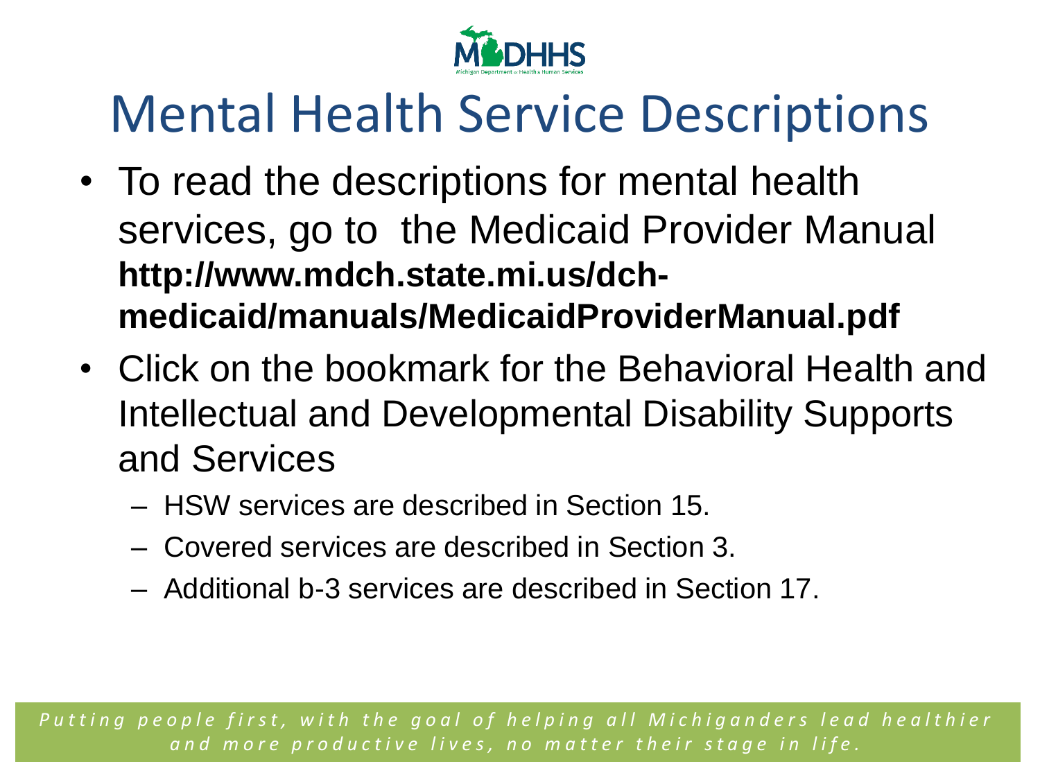# Mental Health Service Descriptions

- To read the descriptions for mental health services, go to the Medicaid Provider Manual **http://www.mdch.state.mi.us/dch-medicaid/manuals/MedicaidProviderManual.pdf**
- Click on the bookmark for the Behavioral Health and Intellectual and Developmental Disability Supports and Services
  - HSW services are described in Section 15.
  - Covered services are described in Section 3.
  - Additional b-3 services are described in Section 17.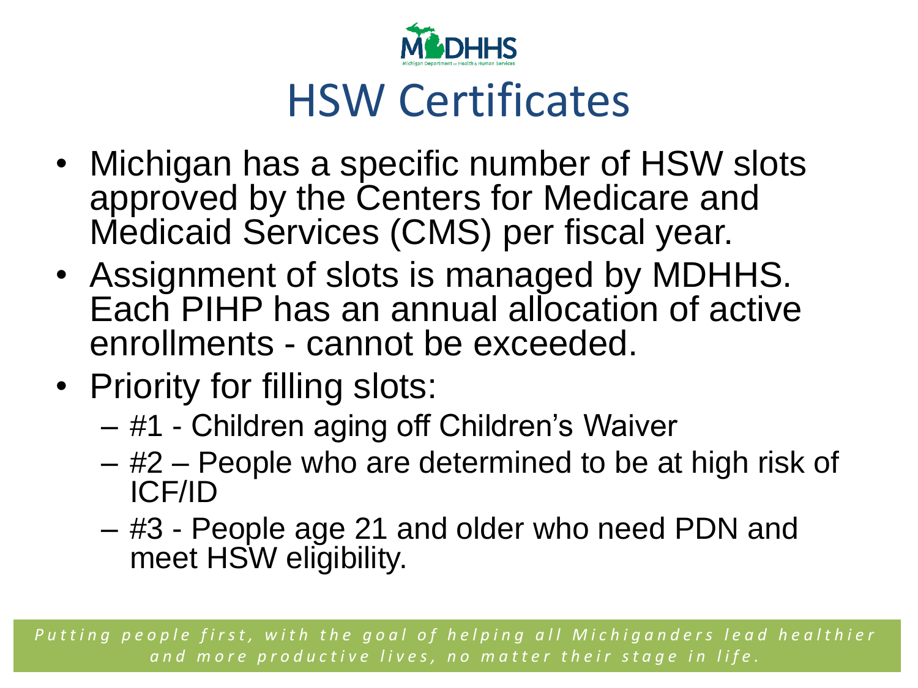# HSW Certificates

- Michigan has a specific number of HSW slots approved by the Centers for Medicare and Medicaid Services (CMS) per fiscal year.
- Assignment of slots is managed by MDHHS. Each PIHP has an annual allocation of active enrollments - cannot be exceeded.
- Priority for filling slots:
  - #1 - Children aging off Children's Waiver
  - #2 – People who are determined to be at high risk of ICF/ID
  - #3 - People age 21 and older who need PDN and meet HSW eligibility.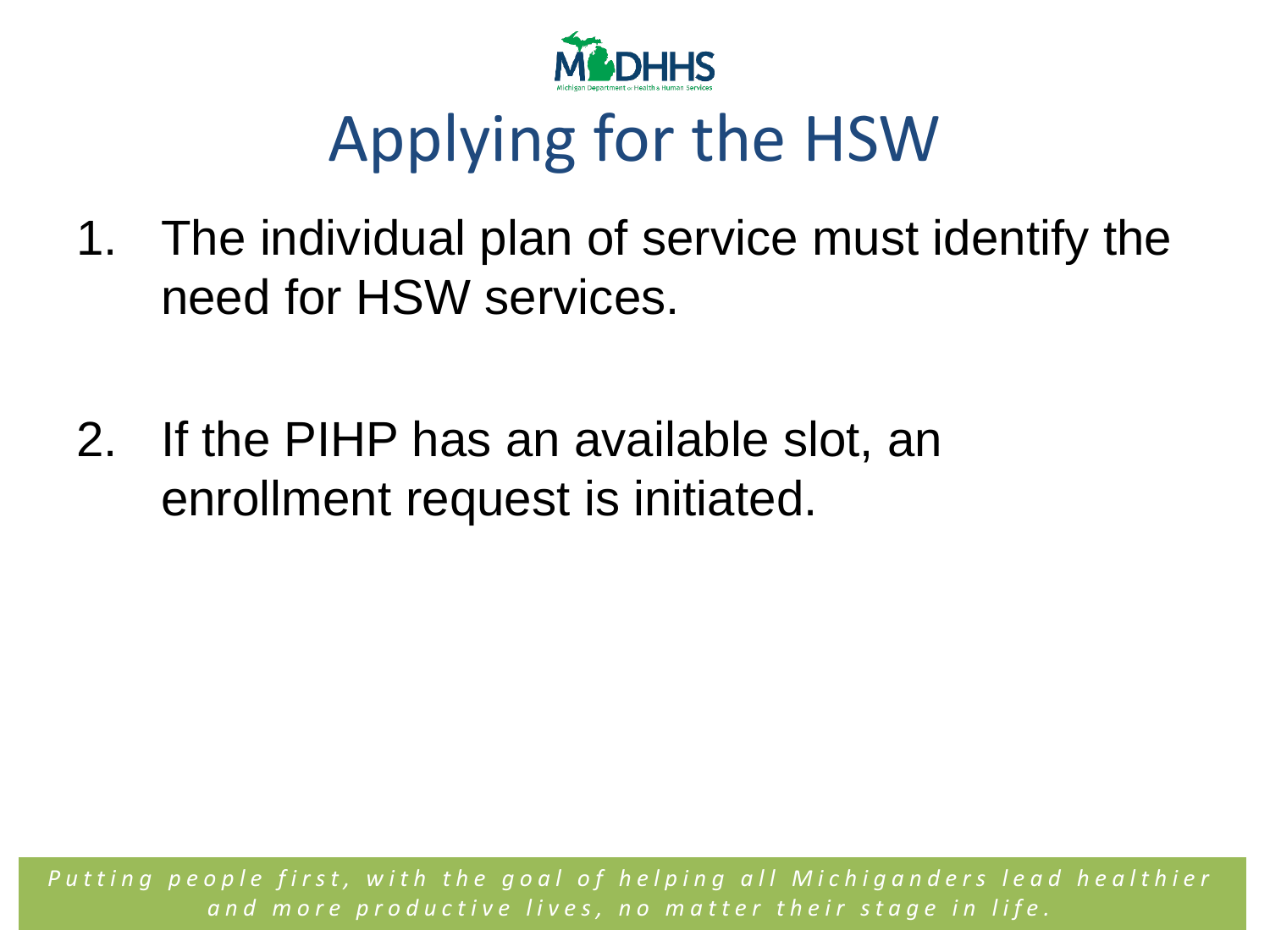# Applying for the HSW

1. The individual plan of service must identify the need for HSW services.

2. If the PIHP has an available slot, an enrollment request is initiated.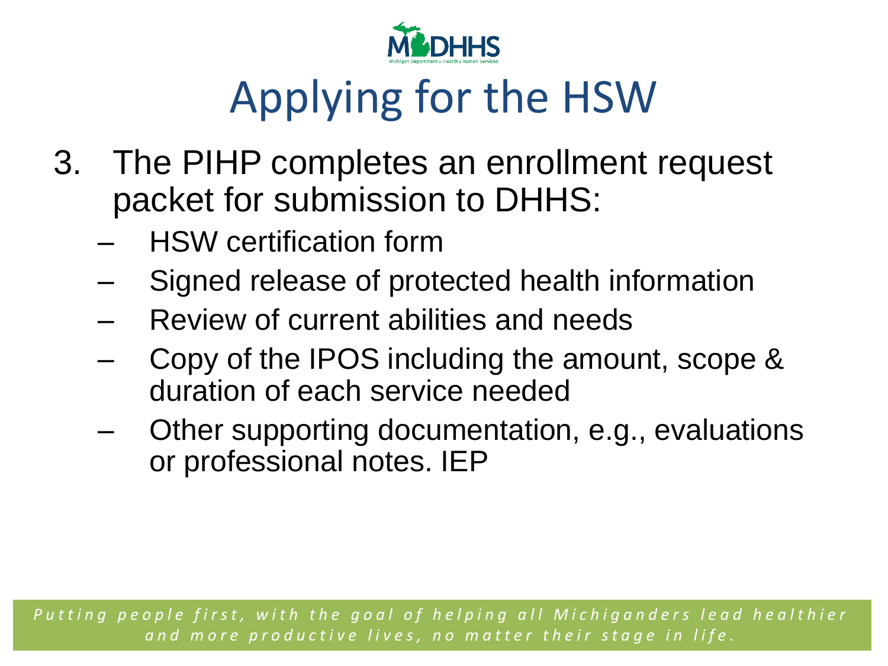# Applying for the HSW

3. The PIHP completes an enrollment request packet for submission to DHHS:
   - HSW certification form
   - Signed release of protected health information
   - Review of current abilities and needs
   - Copy of the IPOS including the amount, scope & duration of each service needed
   - Other supporting documentation, e.g., evaluations or professional notes. IEP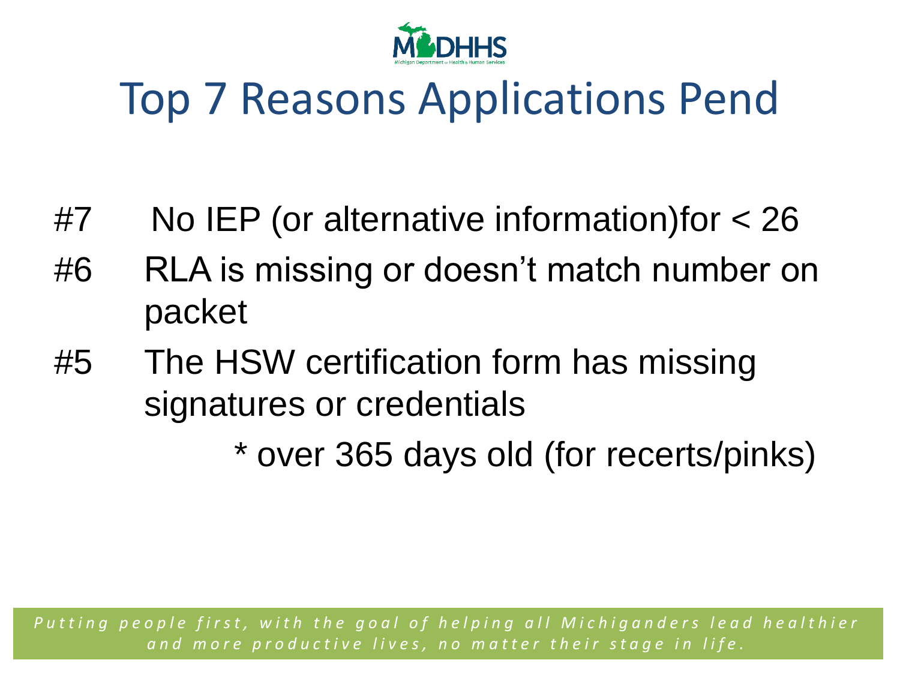# Top 7 Reasons Applications Pend

- #7 No IEP (or alternative information)for < 26
- #6 RLA is missing or doesn't match number on packet
- #5 The HSW certification form has missing signatures or credentials
  - * over 365 days old (for recerts/pinks)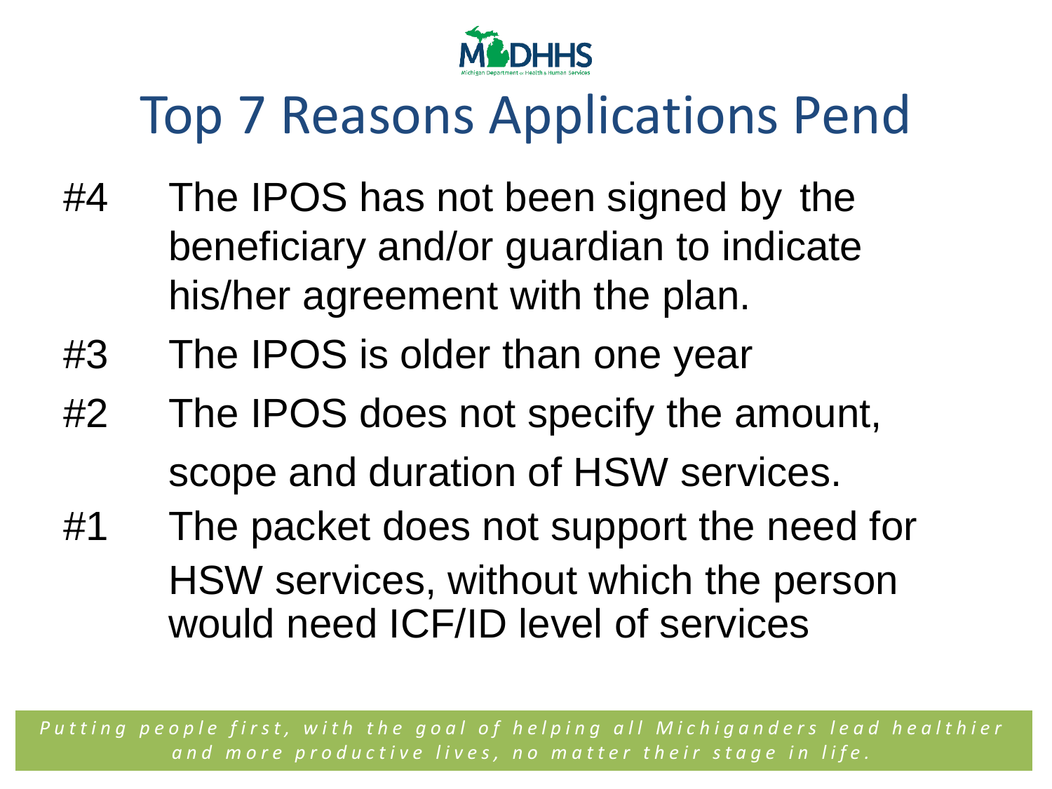# Top 7 Reasons Applications Pend

#4 The IPOS has not been signed by the beneficiary and/or guardian to indicate his/her agreement with the plan.

#3 The IPOS is older than one year

#2 The IPOS does not specify the amount, scope and duration of HSW services.

#1 The packet does not support the need for HSW services, without which the person would need ICF/ID level of services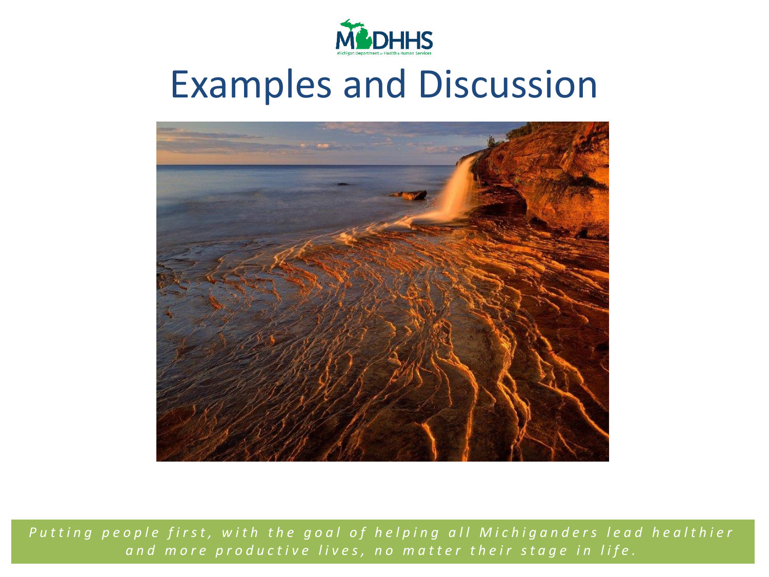# Examples and Discussion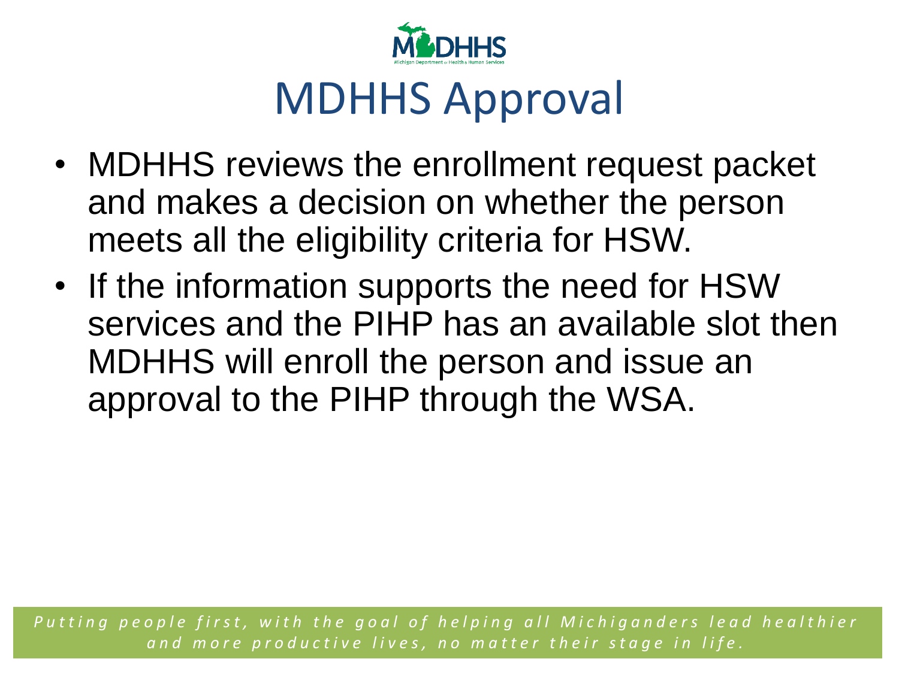# MDHHS Approval

- MDHHS reviews the enrollment request packet and makes a decision on whether the person meets all the eligibility criteria for HSW.
- If the information supports the need for HSW services and the PIHP has an available slot then MDHHS will enroll the person and issue an approval to the PIHP through the WSA.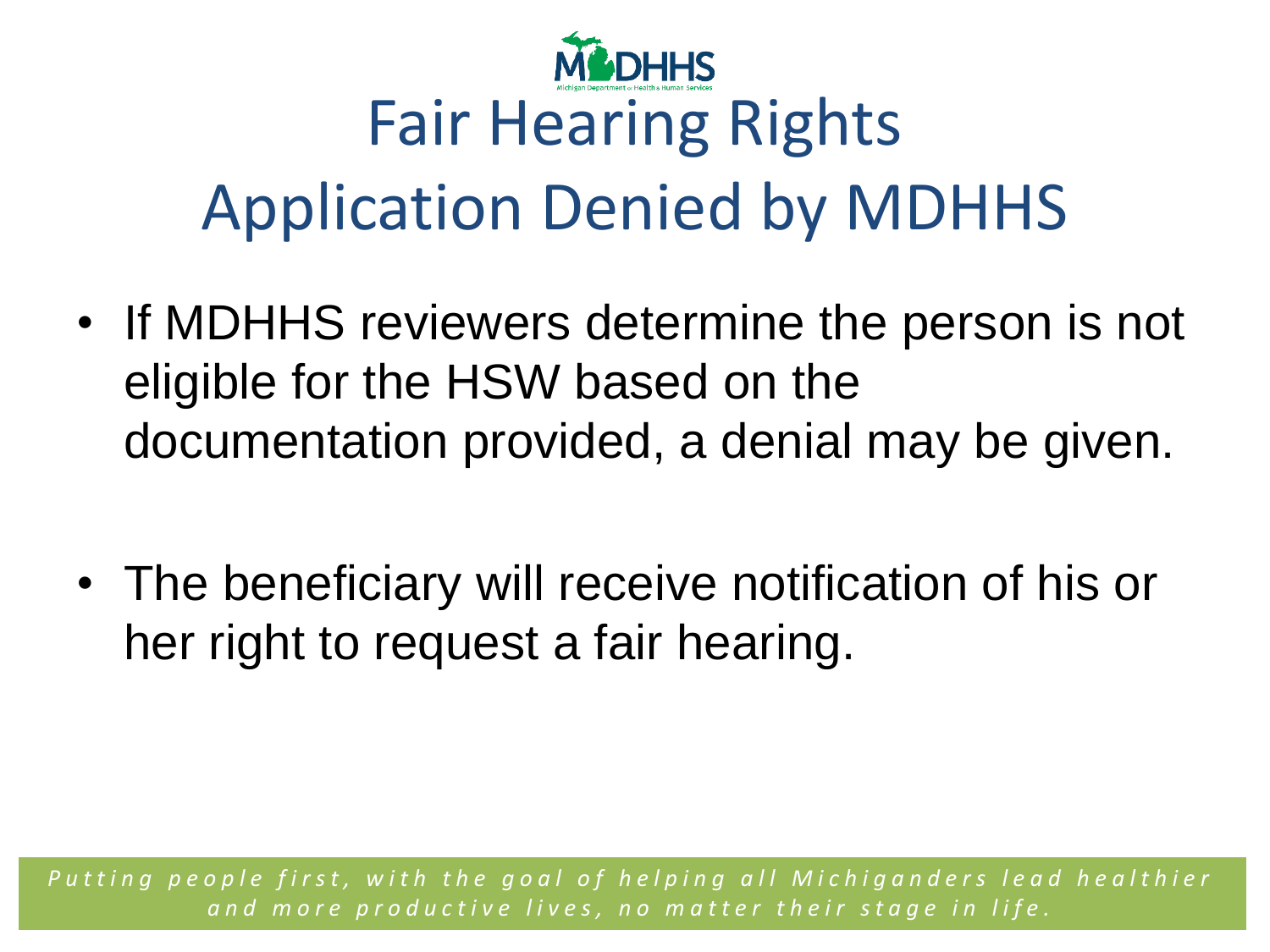# Fair Hearing Rights Application Denied by MDHHS

- If MDHHS reviewers determine the person is not eligible for the HSW based on the documentation provided, a denial may be given.

- The beneficiary will receive notification of his or her right to request a fair hearing.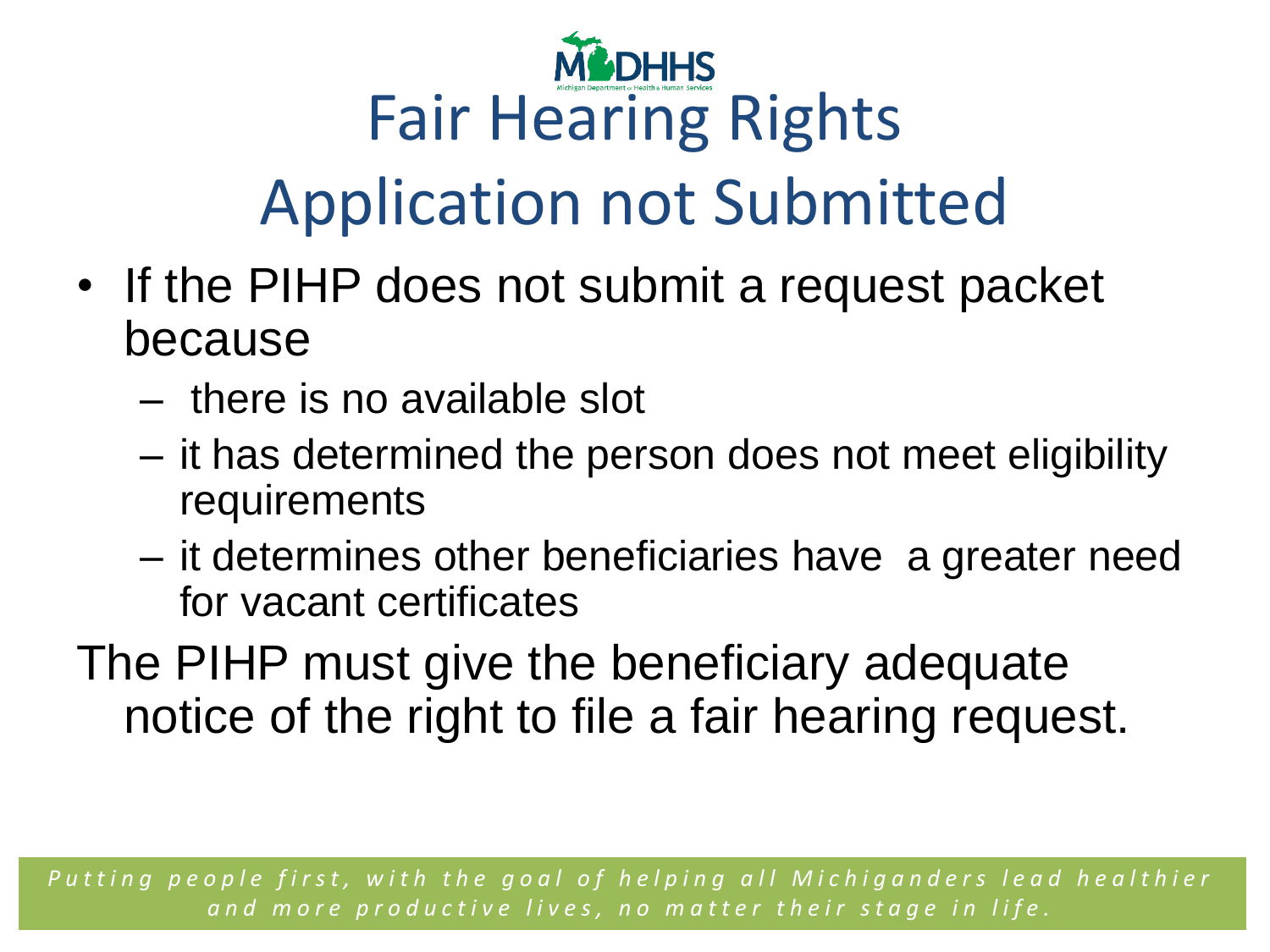# Fair Hearing Rights
## Application not Submitted

- If the PIHP does not submit a request packet because
  - there is no available slot
  - it has determined the person does not meet eligibility requirements
  - it determines other beneficiaries have a greater need for vacant certificates

The PIHP must give the beneficiary adequate notice of the right to file a fair hearing request.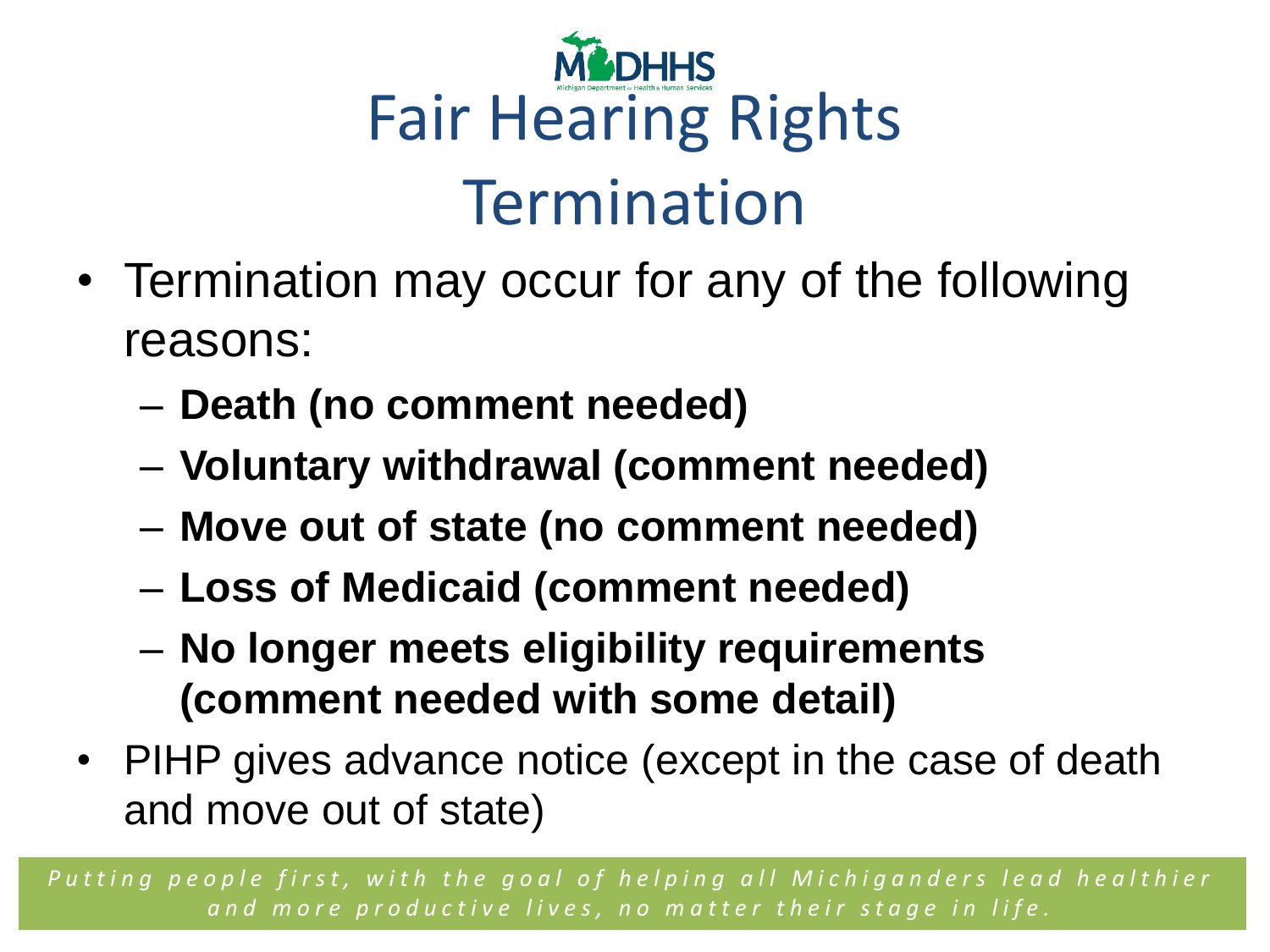# Fair Hearing Rights
## Termination

- Termination may occur for any of the following reasons:
  - **Death (no comment needed)**
  - **Voluntary withdrawal (comment needed)**
  - **Move out of state (no comment needed)**
  - **Loss of Medicaid (comment needed)**
  - **No longer meets eligibility requirements (comment needed with some detail)**
- PIHP gives advance notice (except in the case of death and move out of state)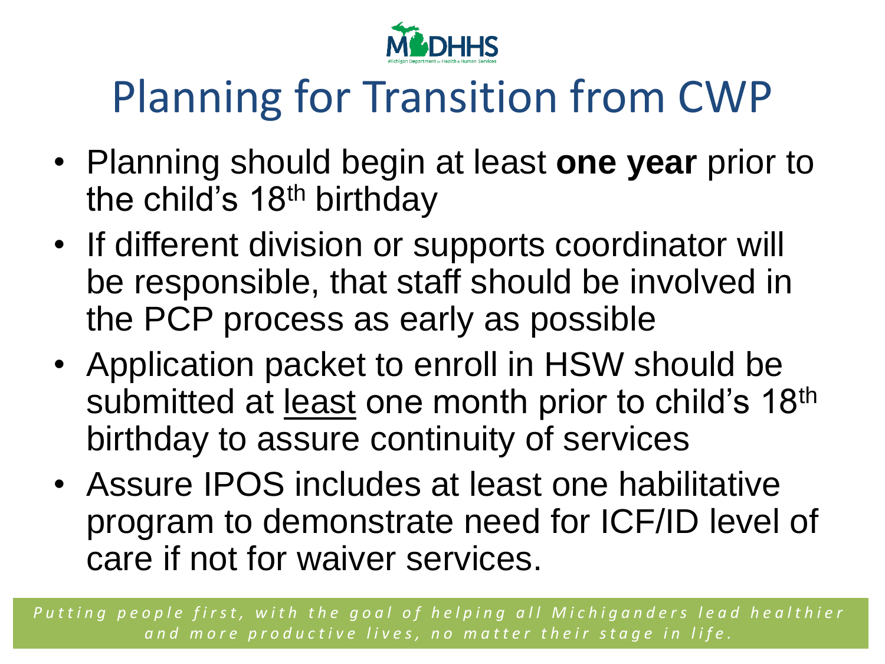# Planning for Transition from CWP

- Planning should begin at least **one year** prior to the child's 18th birthday
- If different division or supports coordinator will be responsible, that staff should be involved in the PCP process as early as possible
- Application packet to enroll in HSW should be submitted at least one month prior to child's 18th birthday to assure continuity of services
- Assure IPOS includes at least one habilitative program to demonstrate need for ICF/ID level of care if not for waiver services.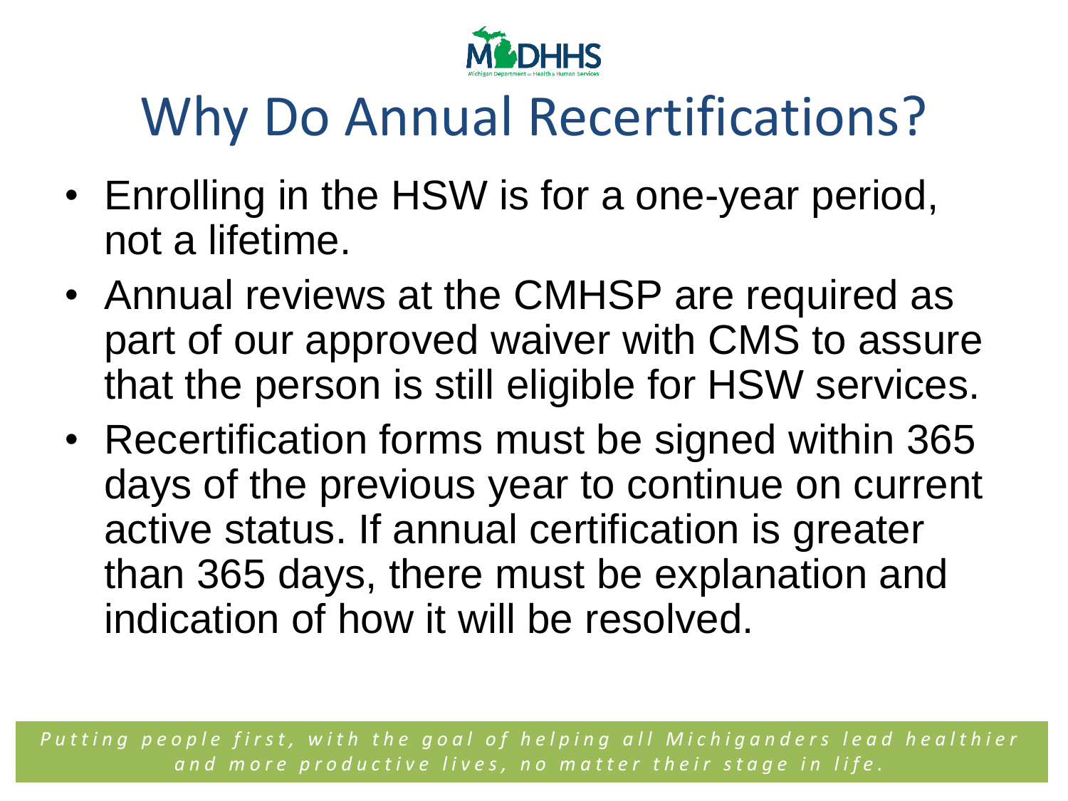# Why Do Annual Recertifications?

- Enrolling in the HSW is for a one-year period, not a lifetime.
- Annual reviews at the CMHSP are required as part of our approved waiver with CMS to assure that the person is still eligible for HSW services.
- Recertification forms must be signed within 365 days of the previous year to continue on current active status. If annual certification is greater than 365 days, there must be explanation and indication of how it will be resolved.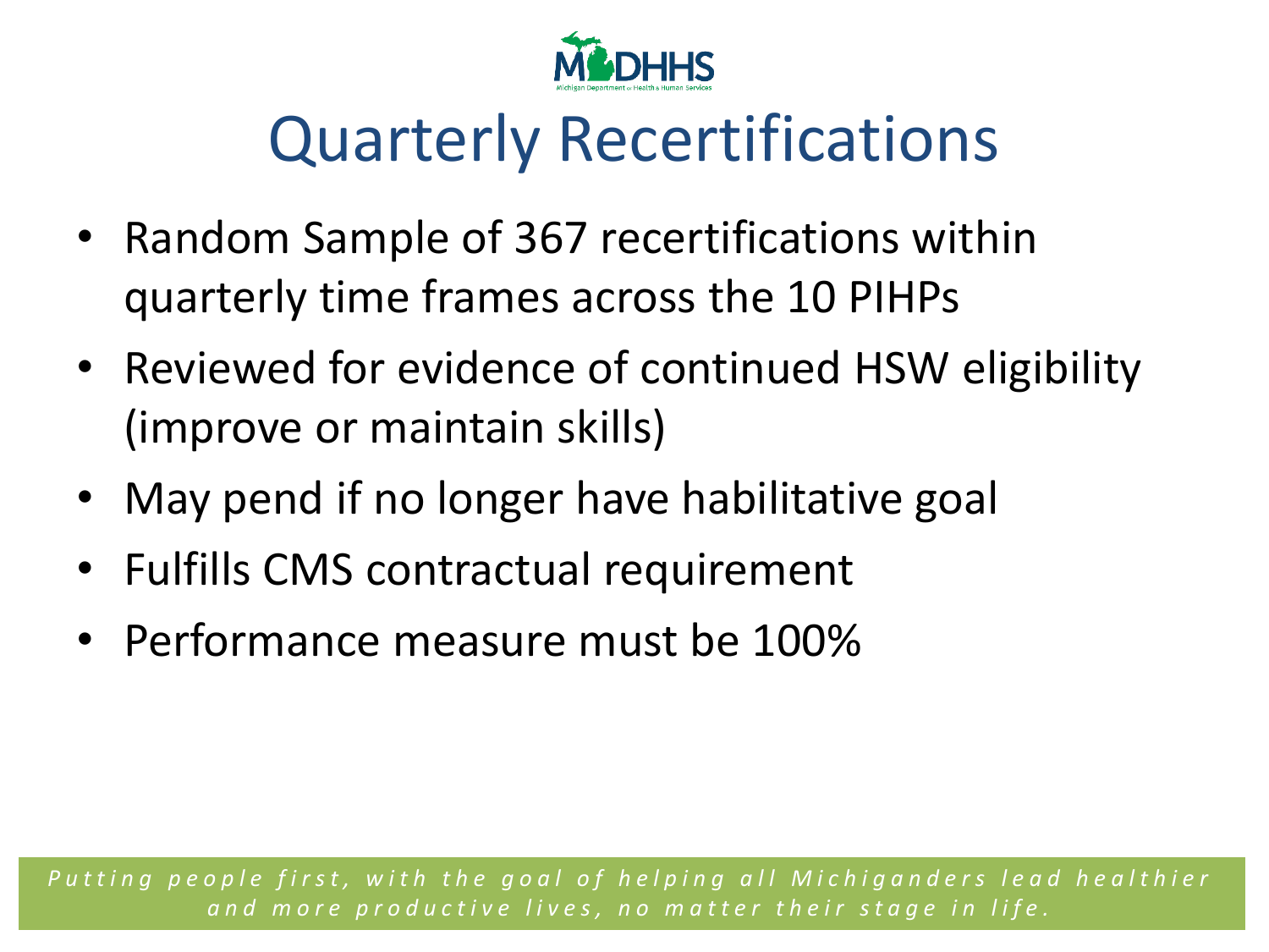# Quarterly Recertifications

- Random Sample of 367 recertifications within quarterly time frames across the 10 PIHPs
- Reviewed for evidence of continued HSW eligibility (improve or maintain skills)
- May pend if no longer have habilitative goal
- Fulfills CMS contractual requirement
- Performance measure must be 100%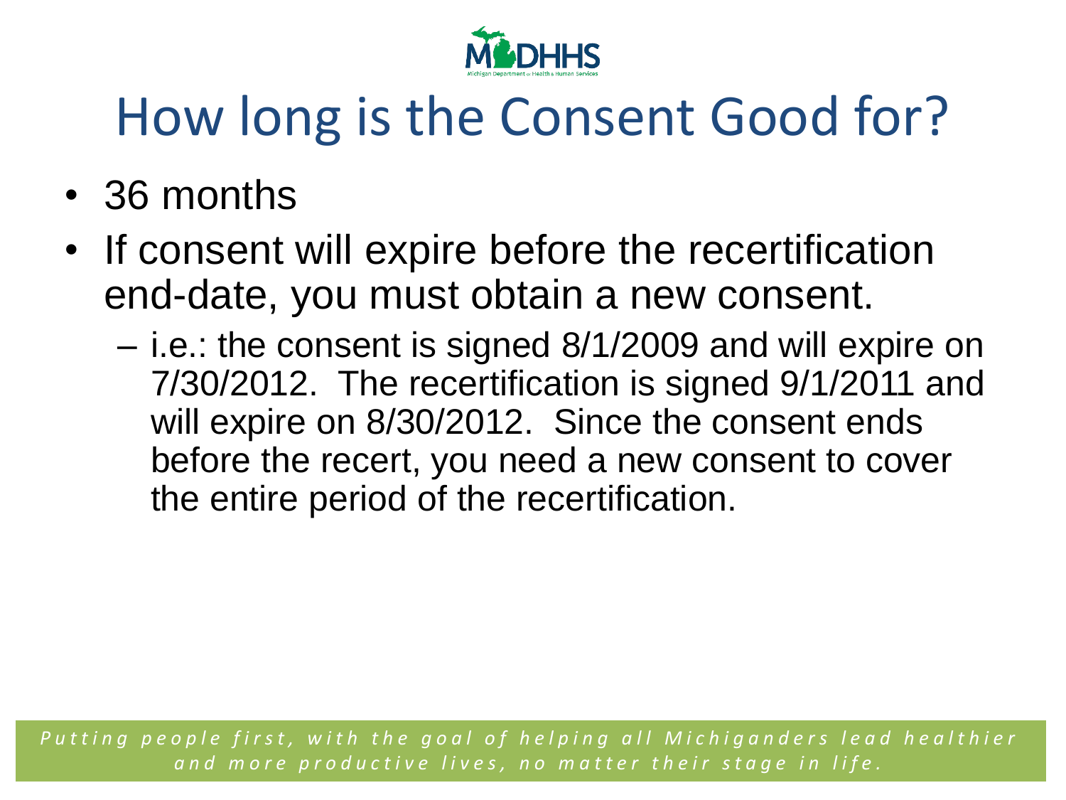# How long is the Consent Good for?

- 36 months
- If consent will expire before the recertification end-date, you must obtain a new consent.
  - i.e.: the consent is signed 8/1/2009 and will expire on 7/30/2012. The recertification is signed 9/1/2011 and will expire on 8/30/2012. Since the consent ends before the recert, you need a new consent to cover the entire period of the recertification.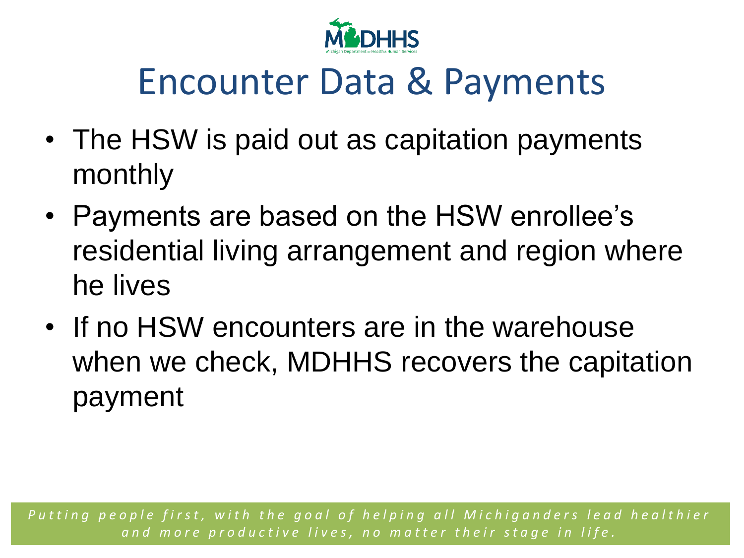# Encounter Data & Payments

- The HSW is paid out as capitation payments monthly
- Payments are based on the HSW enrollee's residential living arrangement and region where he lives
- If no HSW encounters are in the warehouse when we check, MDHHS recovers the capitation payment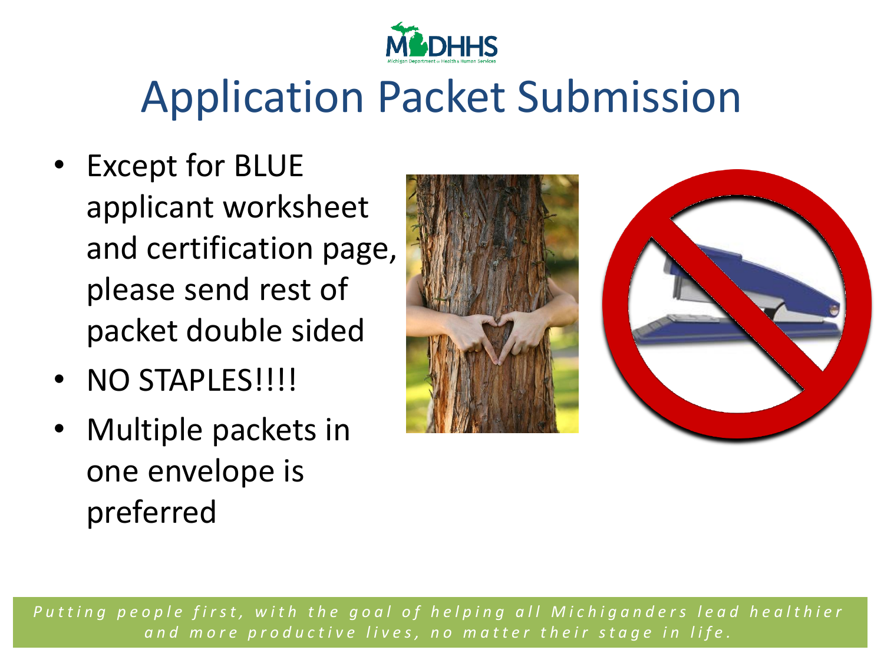# Application Packet Submission

- Except for BLUE applicant worksheet and certification page, please send rest of packet double sided
- NO STAPLES!!!!
- Multiple packets in one envelope is preferred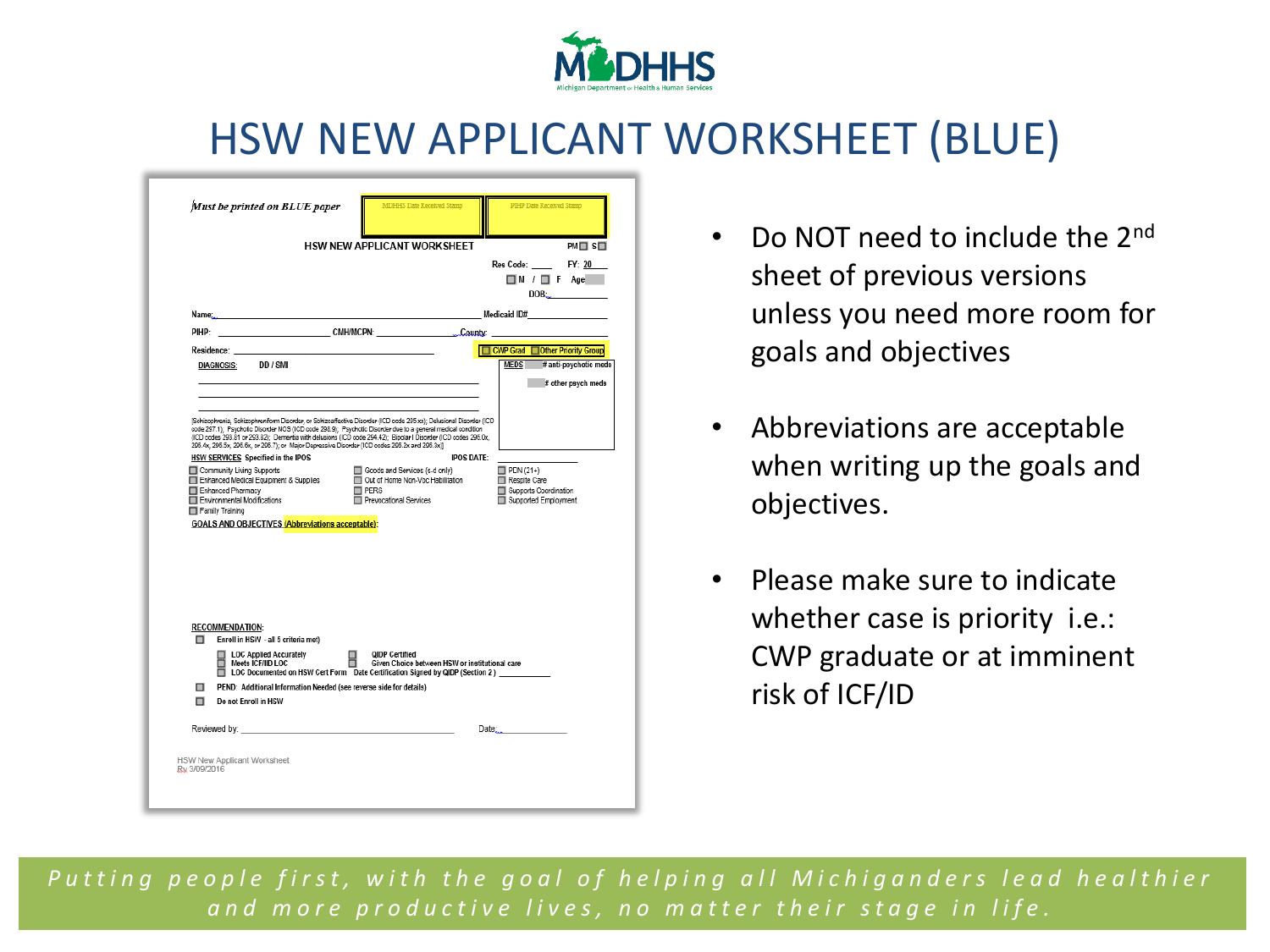# HSW NEW APPLICANT WORKSHEET (BLUE)

*Must be printed on BLUE paper*

MDHHS Date Received Stamp | PIHP Date Received Stamp

**HSW NEW APPLICANT WORKSHEET** PM ☐ S ☐

Res Code: ____ FY: 20___

☐ M / ☐ F Age

DOB:

Name: ______ Medicaid ID#______

PIHP: ______ CMH/MCPN: ______ County: ______

Residence: ______ ☐ CWP Grad ☐ Other Priority Group

DIAGNOSIS: DD / SMI

MEDS: # anti-psychotic meds; # other psych meds

[Schizophrenia, Schizophreniform Disorder, or Schizoaffective Disorder (ICD code 295.xx); Delusional Disorder (ICD code 297.1); Psychotic Disorder NOS (ICD code 298.9); Psychotic Disorder due to a general medical condition (ICD codes 293.81 or 293.82); Dementia with delusions (ICD code 294.42); Bipolar I Disorder (ICD codes 296.0x, 296.4x, 296.5x, 296.6x, or 296.7); or Major Depressive Disorder (ICD codes 296.2x and 296.3x)]

HSW SERVICES Specified in the IPOS IPOS DATE: ______

- ☐ Community Living Supports
- ☐ Enhanced Medical Equipment & Supplies
- ☐ Enhanced Pharmacy
- ☐ Environmental Modifications
- ☐ Family Training
- ☐ Goods and Services (s-d only)
- ☐ Out of Home Non-Voc Habilitation
- ☐ PERS
- ☐ Prevocational Services
- ☐ PDN (21+)
- ☐ Respite Care
- ☐ Supports Coordination
- ☐ Supported Employment

GOALS AND OBJECTIVES (Abbreviations acceptable):

RECOMMENDATION:

- ☐ Enroll in HSW - all 5 criteria met)
  - ☐ LOC Applied Accurately
  - ☐ Meets ICF/IID LOC
  - ☐ LOC Documented on HSW Cert Form
  - ☐ QIDP Certified
  - ☐ Given Choice between HSW or institutional care
  - Date Certification Signed by QIDP (Section 2) ______
- ☐ PEND: Additional Information Needed (see reverse side for details)
- ☐ Do not Enroll in HSW

Reviewed by: ______ Date: ______

HSW New Applicant Worksheet
Rv 3/09/2016

- Do NOT need to include the 2nd sheet of previous versions unless you need more room for goals and objectives
- Abbreviations are acceptable when writing up the goals and objectives.
- Please make sure to indicate whether case is priority i.e.: CWP graduate or at imminent risk of ICF/ID

*Putting people first, with the goal of helping all Michiganders lead healthier and more productive lives, no matter their stage in life.*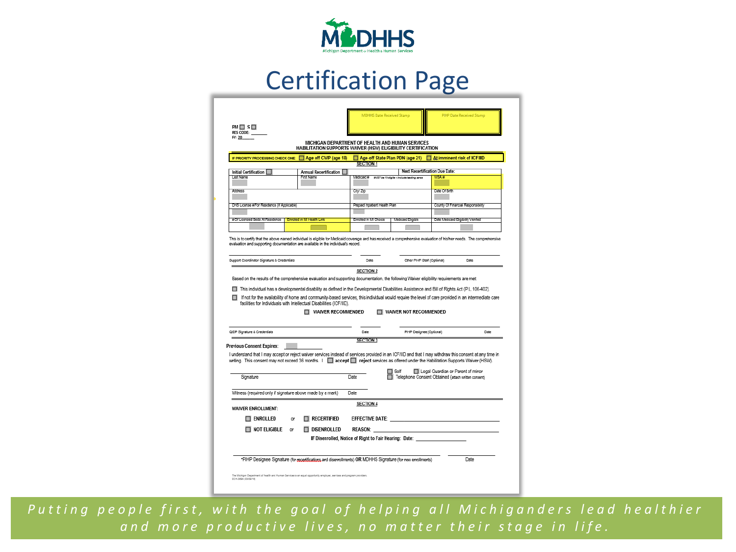MDHHS
Michigan Department of Health & Human Services

# Certification Page

| MDHHS Date Received Stamp | PIHP Date Received Stamp |
| --- | --- |

PM ☐ S ☐
RES CODE: ______
FY: 20______

**MICHIGAN DEPARTMENT OF HEALTH AND HUMAN SERVICES**
**HABILITATION SUPPORTS WAIVER (HSW) ELIGIBILITY CERTIFICATION**

IF PRIORITY PROCESSING CHECK ONE: ☐ Age off CWP (age 18) ☐ Age-off State Plan PDN (age 21) ☐ At imminent risk of ICF/IID

**SECTION 1**

| Initial Certification ☐ | Annual Recertification ☐ | Next Recertification Due Date: | | |
| --- | --- | --- | --- | --- |
| Last Name | First Name | Medicaid # MUST be 10-digits – include leading zeros | | WSA # |
| Address | | City/ Zip | | Date Of Birth |
| CHS License # For Residence (If Applicable) | | Prepaid Inpatient Health Plan | | County Of Financial Responsibility |
| # Of Licensed Beds At Residence | Enrolled in MI Health Link | Enrolled in MI Choice | Medicaid Eligible | Date Medicaid Eligibility Verified |

This is to certify that the above named individual is eligible for Medicaid coverage and has received a comprehensive evaluation of his/her needs. The comprehensive evaluation and supporting documentation are available in the individual's record.

Support Coordinator Signature & Credentials ______ Date ______ Other PIHP Staff (Optional) ______ Date ______

**SECTION 2**

Based on the results of the comprehensive evaluation and supporting documentation, the following Waiver eligibility requirements are met:

☐ This individual has a developmental disability as defined in the Developmental Disabilities Assistance and Bill of Rights Act (P.L. 106-402).

☐ If not for the availability of home and community-based services, this individual would require the level of care provided in an intermediate care facilities for Individuals with Intellectual Disabilities (ICF/IID).

☐ **WAIVER RECOMMENDED** ☐ **WAIVER NOT RECOMMENDED**

QIDP Signature & Credentials ______ Date ______ PIHP Designee (Optional) ______ Date ______

**SECTION 3**

**Previous Consent Expires:** ______

I understand that I may accept or reject waiver services instead of services provided in an ICF/IID and that I may withdraw this consent at any time in writing. This consent may not exceed 36 months. I ☐ **accept** ☐ **reject** services as offered under the Habilitation Supports Waiver (HSW).

Signature ______ Date ______ ☐ Self ☐ Legal Guardian or Parent of minor ☐ Telephone Consent Obtained (attach written consent)

Witness (required only if signature above made by a mark) ______ Date ______

**SECTION 4**

**WAIVER ENROLLMENT:**

☐ **ENROLLED** or ☐ **RECERTIFIED** **EFFECTIVE DATE:** ______

☐ **NOT ELIGIBLE** or ☐ **DISENROLLED** **REASON:** ______

**IF Disenrolled, Notice of Right to Fair Hearing: Date:** ______

*PIHP Designee Signature (for recertifications and disenrollments) **OR** MDHHS Signature (for new enrollments) ______ Date ______

The Michigan Department of Health and Human Services is an equal opportunity employer, services and program providers.
DCH-3084 (03/03/18)

*Putting people first, with the goal of helping all Michiganders lead healthier and more productive lives, no matter their stage in life.*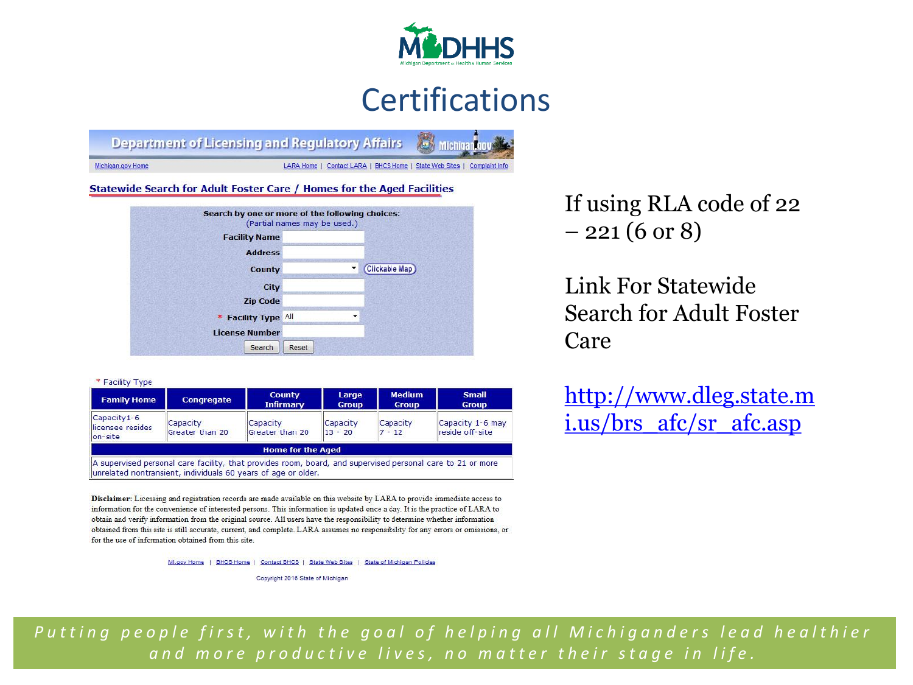# Certifications

**Department of Licensing and Regulatory Affairs** Michigan.gov

Michigan.gov Home | LARA Home | Contact LARA | BHCS Home | State Web Sites | Complaint Info

## Statewide Search for Adult Foster Care / Homes for the Aged Facilities

**Search by one or more of the following choices:**
(Partial names may be used.)

**Facility Name**

**Address**

**County** Clickable Map

**City**

**Zip Code**

\* **Facility Type** All

**License Number**

Search | Reset

\* Facility Type

| Family Home | Congregate | County Infirmary | Large Group | Medium Group | Small Group |
|---|---|---|---|---|---|
| Capacity 1-6 licensee resides on-site | Capacity Greater than 20 | Capacity Greater than 20 | Capacity 13 - 20 | Capacity 7 - 12 | Capacity 1-6 may reside off-site |

| Home for the Aged |
|---|
| A supervised personal care facility, that provides room, board, and supervised personal care to 21 or more unrelated nontransient, individuals 60 years of age or older. |

**Disclaimer:** Licensing and registration records are made available on this website by LARA to provide immediate access to information for the convenience of interested persons. This information is updated once a day. It is the practice of LARA to obtain and verify information from the original source. All users have the responsibility to determine whether information obtained from this site is still accurate, current, and complete. LARA assumes no responsibility for any errors or omissions, or for the use of information obtained from this site.

MI.gov Home | BHCS Home | Contact BHCS | State Web Sites | State of Michigan Policies

Copyright 2016 State of Michigan

If using RLA code of 22 – 221 (6 or 8)

Link For Statewide Search for Adult Foster Care

http://www.dleg.state.mi.us/brs_afc/sr_afc.asp

*Putting people first, with the goal of helping all Michiganders lead healthier and more productive lives, no matter their stage in life.*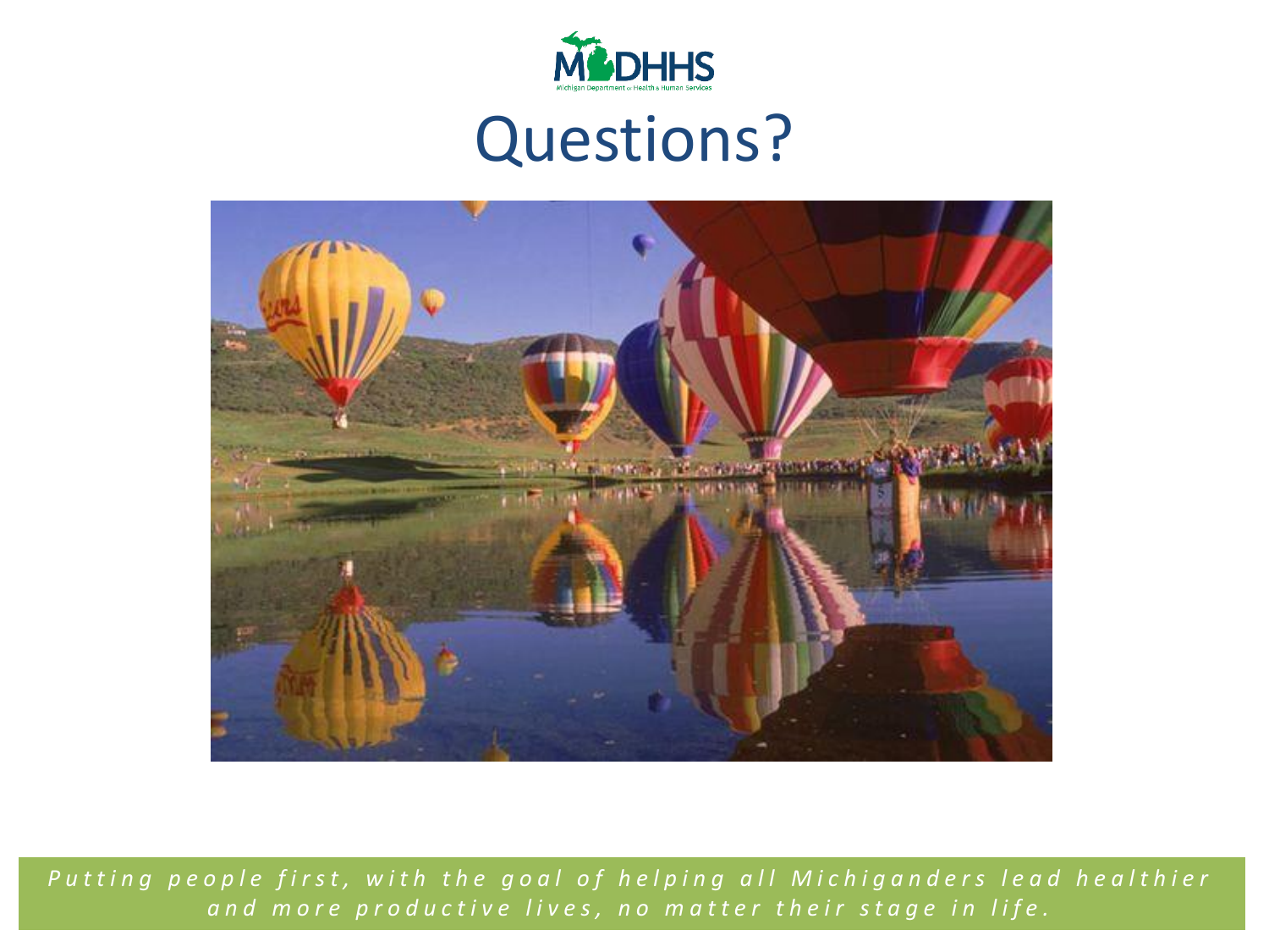# Questions?

*Putting people first, with the goal of helping all Michiganders lead healthier and more productive lives, no matter their stage in life.*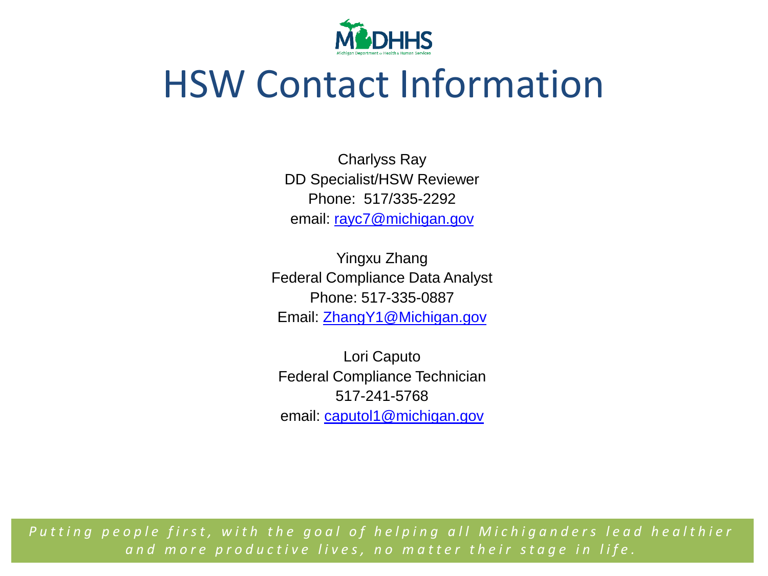# HSW Contact Information

Charlyss Ray
DD Specialist/HSW Reviewer
Phone: 517/335-2292
email: rayc7@michigan.gov

Yingxu Zhang
Federal Compliance Data Analyst
Phone: 517-335-0887
Email: ZhangY1@Michigan.gov

Lori Caputo
Federal Compliance Technician
517-241-5768
email: caputol1@michigan.gov

*Putting people first, with the goal of helping all Michiganders lead healthier and more productive lives, no matter their stage in life.*